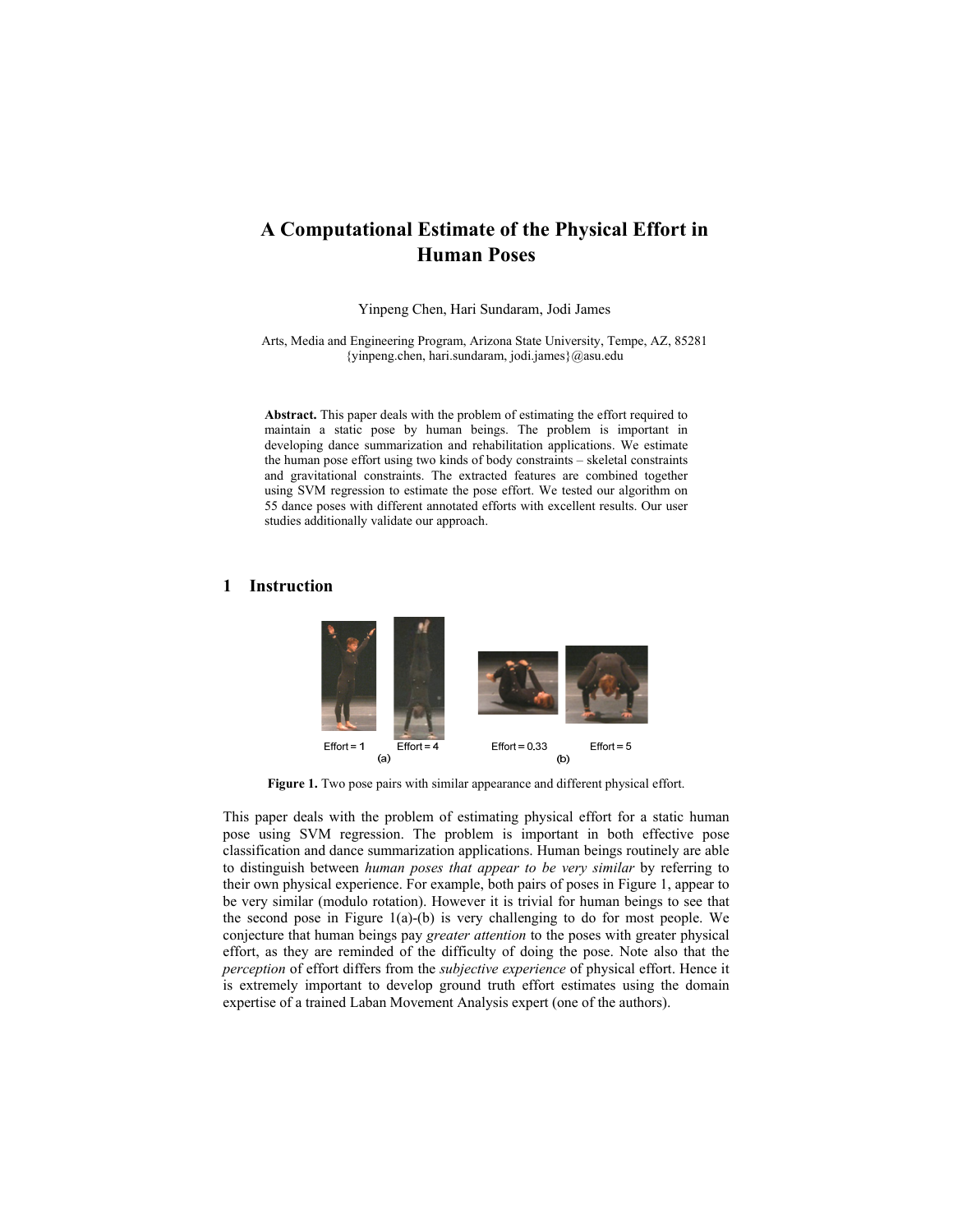# A Computational Estimate of the Physical Effort in Human Poses

Yinpeng Chen, Hari Sundaram, Jodi James

Arts, Media and Engineering Program, Arizona State University, Tempe, AZ, 85281
{yinpeng.chen, hari.sundaram, jodi.james}@asu.edu

**Abstract.** This paper deals with the problem of estimating the effort required to maintain a static pose by human beings. The problem is important in developing dance summarization and rehabilitation applications. We estimate the human pose effort using two kinds of body constraints – skeletal constraints and gravitational constraints. The extracted features are combined together using SVM regression to estimate the pose effort. We tested our algorithm on 55 dance poses with different annotated efforts with excellent results. Our user studies additionally validate our approach.

## 1 Instruction

Effort = 1 Effort = 4 (a) Effort = 0.33 Effort = 5 (b)

**Figure 1.** Two pose pairs with similar appearance and different physical effort.

This paper deals with the problem of estimating physical effort for a static human pose using SVM regression. The problem is important in both effective pose classification and dance summarization applications. Human beings routinely are able to distinguish between *human poses that appear to be very similar* by referring to their own physical experience. For example, both pairs of poses in Figure 1, appear to be very similar (modulo rotation). However it is trivial for human beings to see that the second pose in Figure 1(a)-(b) is very challenging to do for most people. We conjecture that human beings pay *greater attention* to the poses with greater physical effort, as they are reminded of the difficulty of doing the pose. Note also that the *perception* of effort differs from the *subjective experience* of physical effort. Hence it is extremely important to develop ground truth effort estimates using the domain expertise of a trained Laban Movement Analysis expert (one of the authors).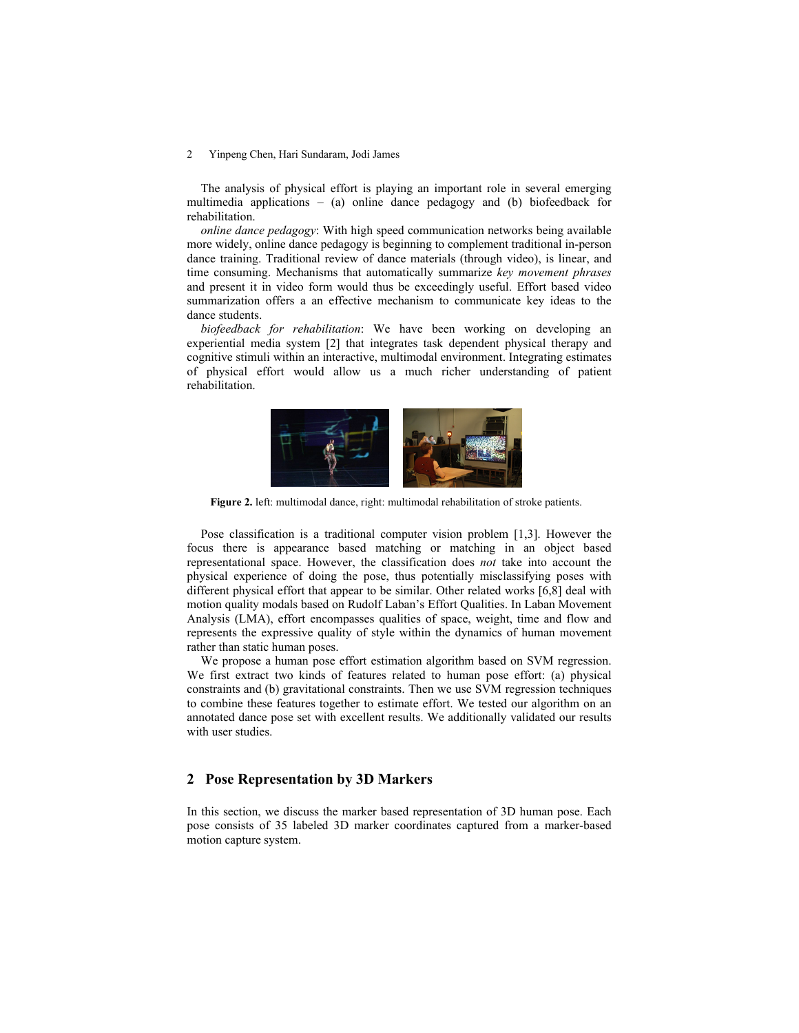The analysis of physical effort is playing an important role in several emerging multimedia applications – (a) online dance pedagogy and (b) biofeedback for rehabilitation.

*online dance pedagogy*: With high speed communication networks being available more widely, online dance pedagogy is beginning to complement traditional in-person dance training. Traditional review of dance materials (through video), is linear, and time consuming. Mechanisms that automatically summarize *key movement phrases* and present it in video form would thus be exceedingly useful. Effort based video summarization offers a an effective mechanism to communicate key ideas to the dance students.

*biofeedback for rehabilitation*: We have been working on developing an experiential media system [2] that integrates task dependent physical therapy and cognitive stimuli within an interactive, multimodal environment. Integrating estimates of physical effort would allow us a much richer understanding of patient rehabilitation.

**Figure 2.** left: multimodal dance, right: multimodal rehabilitation of stroke patients.

Pose classification is a traditional computer vision problem [1,3]. However the focus there is appearance based matching or matching in an object based representational space. However, the classification does *not* take into account the physical experience of doing the pose, thus potentially misclassifying poses with different physical effort that appear to be similar. Other related works [6,8] deal with motion quality modals based on Rudolf Laban's Effort Qualities. In Laban Movement Analysis (LMA), effort encompasses qualities of space, weight, time and flow and represents the expressive quality of style within the dynamics of human movement rather than static human poses.

We propose a human pose effort estimation algorithm based on SVM regression. We first extract two kinds of features related to human pose effort: (a) physical constraints and (b) gravitational constraints. Then we use SVM regression techniques to combine these features together to estimate effort. We tested our algorithm on an annotated dance pose set with excellent results. We additionally validated our results with user studies.

## 2 Pose Representation by 3D Markers

In this section, we discuss the marker based representation of 3D human pose. Each pose consists of 35 labeled 3D marker coordinates captured from a marker-based motion capture system.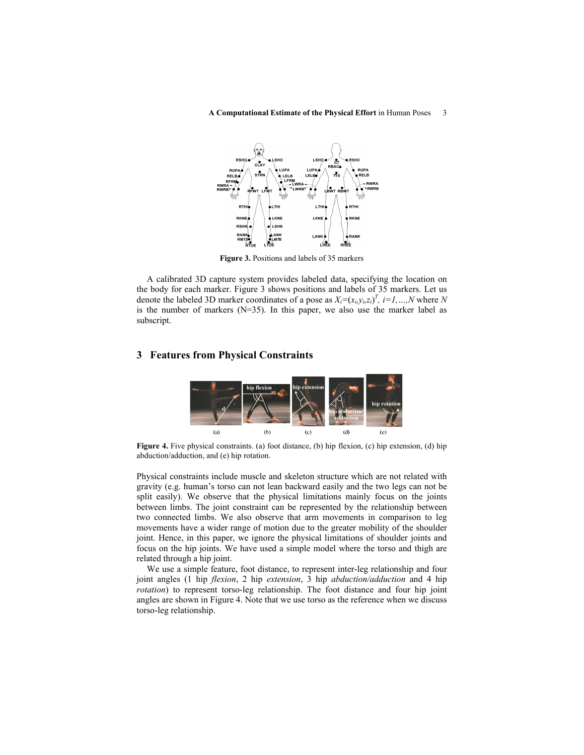**Figure 3.** Positions and labels of 35 markers

A calibrated 3D capture system provides labeled data, specifying the location on the body for each marker. Figure 3 shows positions and labels of 35 markers. Let us denote the labeled 3D marker coordinates of a pose as $X_i=(x_i,y_i,z_i)^T$, $i=1,\ldots,N$ where $N$ is the number of markers (N=35). In this paper, we also use the marker label as subscript.

## 3 Features from Physical Constraints

**Figure 4.** Five physical constraints. (a) foot distance, (b) hip flexion, (c) hip extension, (d) hip abduction/adduction, and (e) hip rotation.

Physical constraints include muscle and skeleton structure which are not related with gravity (e.g. human's torso can not lean backward easily and the two legs can not be split easily). We observe that the physical limitations mainly focus on the joints between limbs. The joint constraint can be represented by the relationship between two connected limbs. We also observe that arm movements in comparison to leg movements have a wider range of motion due to the greater mobility of the shoulder joint. Hence, in this paper, we ignore the physical limitations of shoulder joints and focus on the hip joints. We have used a simple model where the torso and thigh are related through a hip joint.

We use a simple feature, foot distance, to represent inter-leg relationship and four joint angles (1 hip *flexion*, 2 hip *extension*, 3 hip *abduction/adduction* and 4 hip *rotation*) to represent torso-leg relationship. The foot distance and four hip joint angles are shown in Figure 4. Note that we use torso as the reference when we discuss torso-leg relationship.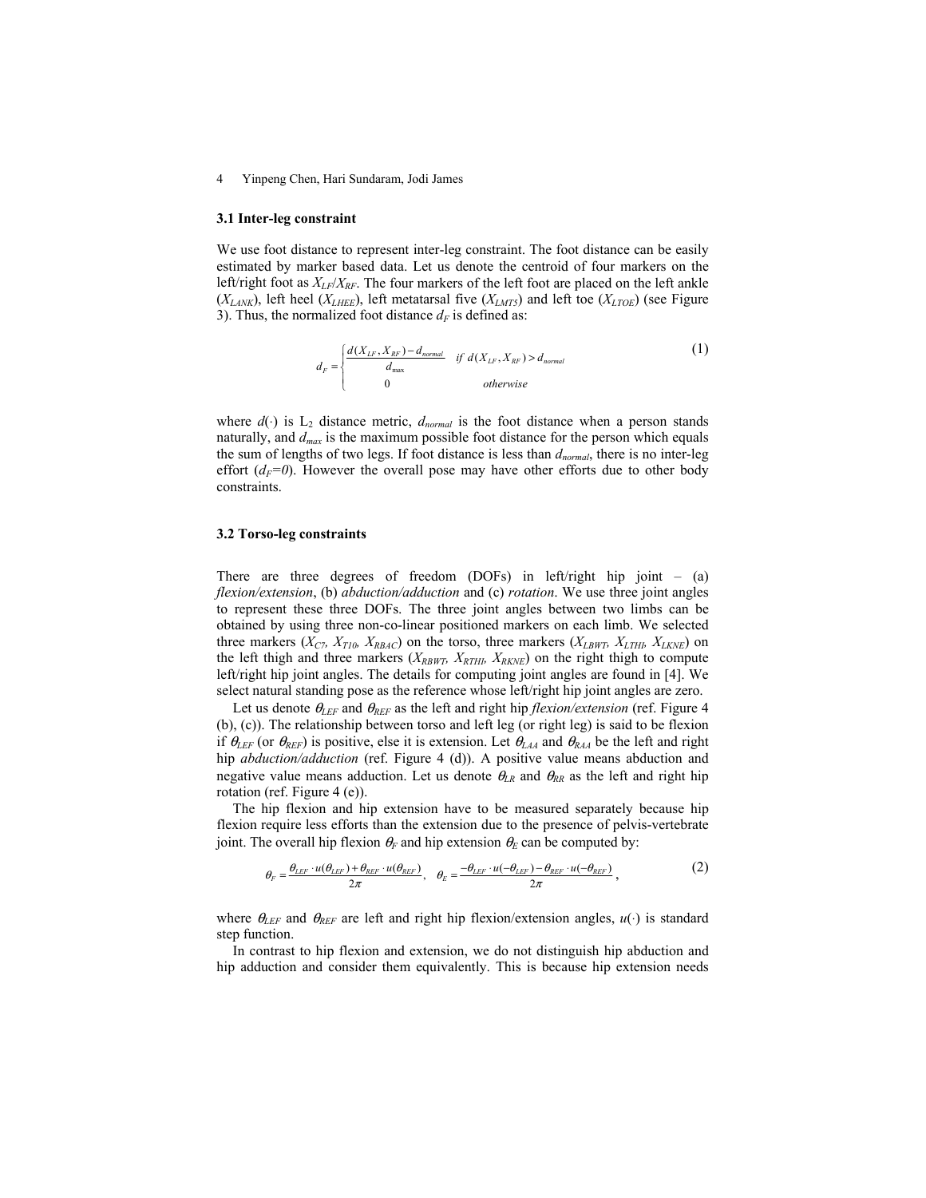### 3.1 Inter-leg constraint

We use foot distance to represent inter-leg constraint. The foot distance can be easily estimated by marker based data. Let us denote the centroid of four markers on the left/right foot as $X_{LF}/X_{RF}$. The four markers of the left foot are placed on the left ankle ($X_{LANK}$), left heel ($X_{LHEE}$), left metatarsal five ($X_{LMT5}$) and left toe ($X_{LTOE}$) (see Figure 3). Thus, the normalized foot distance $d_F$ is defined as:

$$d_F = \begin{cases} \dfrac{d(X_{LF}, X_{RF}) - d_{normal}}{d_{\max}} & \text{if } d(X_{LF}, X_{RF}) > d_{normal} \\ 0 & \text{otherwise} \end{cases} \tag{1}$$

where $d(\cdot)$ is $L_2$ distance metric, $d_{normal}$ is the foot distance when a person stands naturally, and $d_{max}$ is the maximum possible foot distance for the person which equals the sum of lengths of two legs. If foot distance is less than $d_{normal}$, there is no inter-leg effort ($d_F=0$). However the overall pose may have other efforts due to other body constraints.

### 3.2 Torso-leg constraints

There are three degrees of freedom (DOFs) in left/right hip joint – (a) *flexion/extension*, (b) *abduction/adduction* and (c) *rotation*. We use three joint angles to represent these three DOFs. The three joint angles between two limbs can be obtained by using three non-co-linear positioned markers on each limb. We selected three markers ($X_{C7}$, $X_{T10}$, $X_{RBAC}$) on the torso, three markers ($X_{LBWT}$, $X_{LTHI}$, $X_{LKNE}$) on the left thigh and three markers ($X_{RBWT}$, $X_{RTHI}$, $X_{RKNE}$) on the right thigh to compute left/right hip joint angles. The details for computing joint angles are found in [4]. We select natural standing pose as the reference whose left/right hip joint angles are zero.

Let us denote $\theta_{LEF}$ and $\theta_{REF}$ as the left and right hip *flexion/extension* (ref. Figure 4 (b), (c)). The relationship between torso and left leg (or right leg) is said to be flexion if $\theta_{LEF}$ (or $\theta_{REF}$) is positive, else it is extension. Let $\theta_{LAA}$ and $\theta_{RAA}$ be the left and right hip *abduction/adduction* (ref. Figure 4 (d)). A positive value means abduction and negative value means adduction. Let us denote $\theta_{LR}$ and $\theta_{RR}$ as the left and right hip rotation (ref. Figure 4 (e)).

The hip flexion and hip extension have to be measured separately because hip flexion require less efforts than the extension due to the presence of pelvis-vertebrate joint. The overall hip flexion $\theta_F$ and hip extension $\theta_E$ can be computed by:

$$\theta_F = \frac{\theta_{LEF} \cdot u(\theta_{LEF}) + \theta_{REF} \cdot u(\theta_{REF})}{2\pi}, \quad \theta_E = \frac{-\theta_{LEF} \cdot u(-\theta_{LEF}) - \theta_{REF} \cdot u(-\theta_{REF})}{2\pi}, \tag{2}$$

where $\theta_{LEF}$ and $\theta_{REF}$ are left and right hip flexion/extension angles, $u(\cdot)$ is standard step function.

In contrast to hip flexion and extension, we do not distinguish hip abduction and hip adduction and consider them equivalently. This is because hip extension needs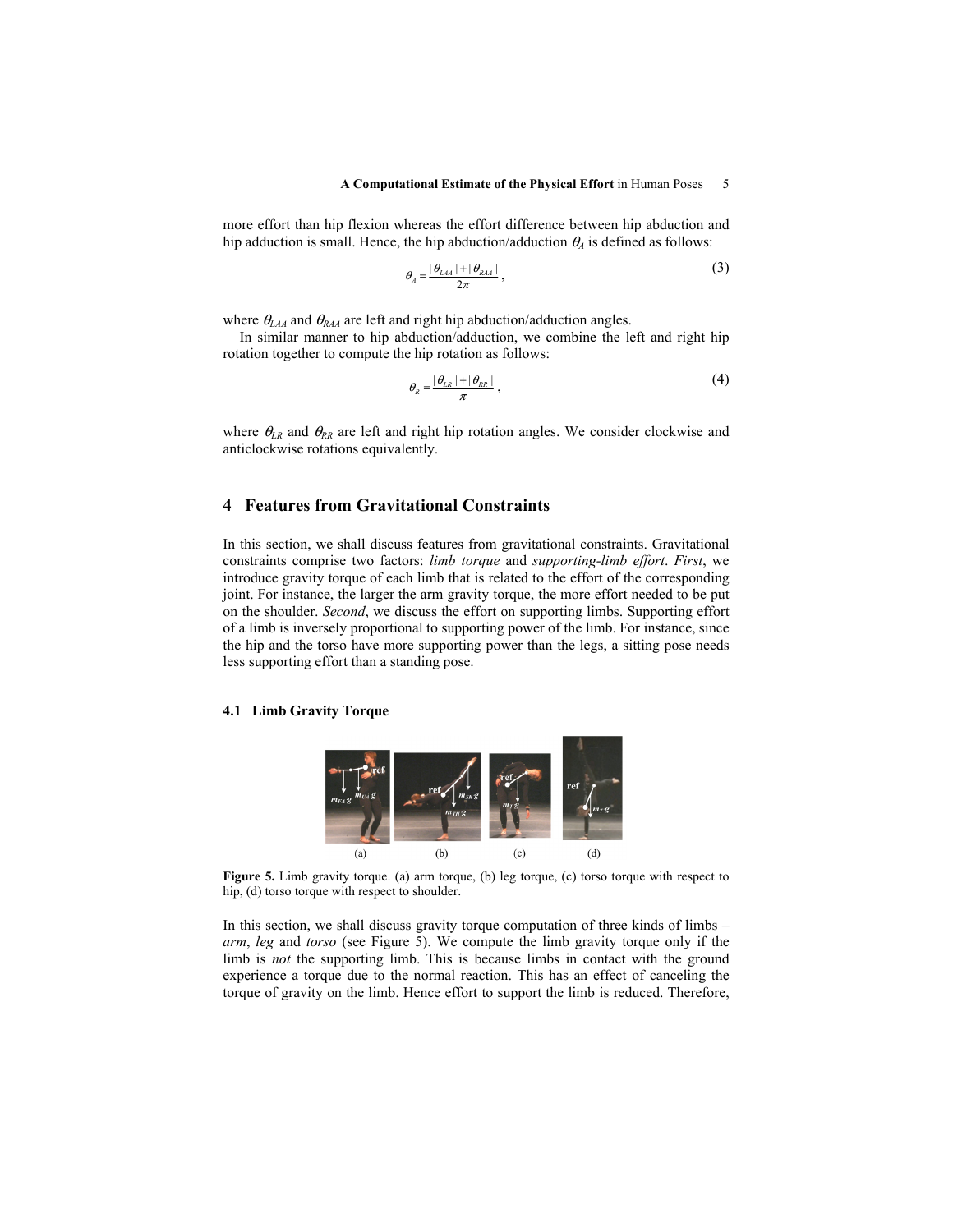more effort than hip flexion whereas the effort difference between hip abduction and hip adduction is small. Hence, the hip abduction/adduction $\theta_A$ is defined as follows:

$$\theta_A = \frac{|\theta_{LAA}| + |\theta_{RAA}|}{2\pi}, \tag{3}$$

where $\theta_{LAA}$ and $\theta_{RAA}$ are left and right hip abduction/adduction angles.

In similar manner to hip abduction/adduction, we combine the left and right hip rotation together to compute the hip rotation as follows:

$$\theta_R = \frac{|\theta_{LR}| + |\theta_{RR}|}{\pi}, \tag{4}$$

where $\theta_{LR}$ and $\theta_{RR}$ are left and right hip rotation angles. We consider clockwise and anticlockwise rotations equivalently.

## 4 Features from Gravitational Constraints

In this section, we shall discuss features from gravitational constraints. Gravitational constraints comprise two factors: *limb torque* and *supporting-limb effort*. *First*, we introduce gravity torque of each limb that is related to the effort of the corresponding joint. For instance, the larger the arm gravity torque, the more effort needed to be put on the shoulder. *Second*, we discuss the effort on supporting limbs. Supporting effort of a limb is inversely proportional to supporting power of the limb. For instance, since the hip and the torso have more supporting power than the legs, a sitting pose needs less supporting effort than a standing pose.

### 4.1 Limb Gravity Torque

**Figure 5.** Limb gravity torque. (a) arm torque, (b) leg torque, (c) torso torque with respect to hip, (d) torso torque with respect to shoulder.

In this section, we shall discuss gravity torque computation of three kinds of limbs – *arm*, *leg* and *torso* (see Figure 5). We compute the limb gravity torque only if the limb is *not* the supporting limb. This is because limbs in contact with the ground experience a torque due to the normal reaction. This has an effect of canceling the torque of gravity on the limb. Hence effort to support the limb is reduced. Therefore,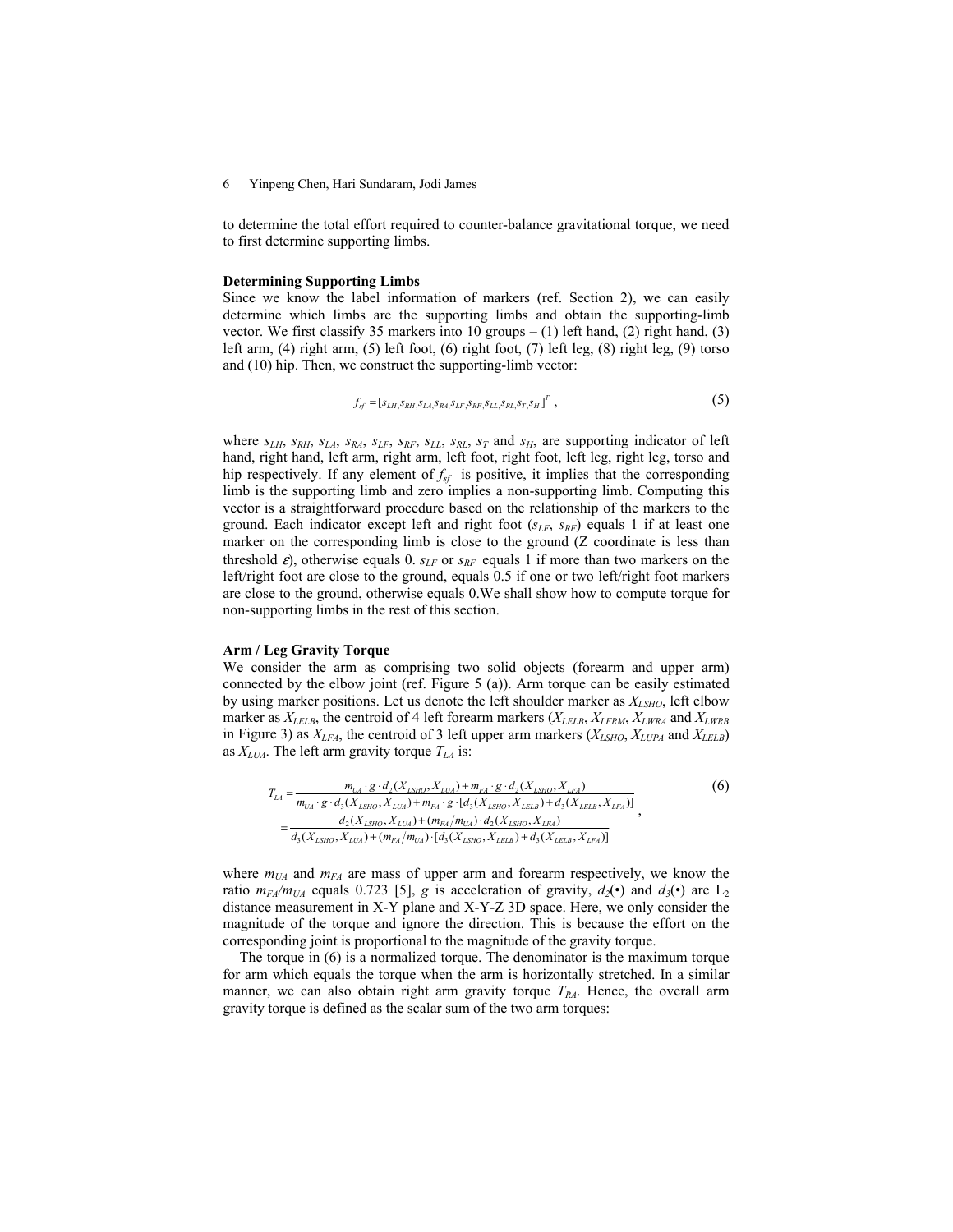to determine the total effort required to counter-balance gravitational torque, we need to first determine supporting limbs.

**Determining Supporting Limbs**

Since we know the label information of markers (ref. Section 2), we can easily determine which limbs are the supporting limbs and obtain the supporting-limb vector. We first classify 35 markers into 10 groups – (1) left hand, (2) right hand, (3) left arm, (4) right arm, (5) left foot, (6) right foot, (7) left leg, (8) right leg, (9) torso and (10) hip. Then, we construct the supporting-limb vector:

$$f_{sf} = [s_{LH}, s_{RH}, s_{LA}, s_{RA}, s_{LF}, s_{RF}, s_{LL}, s_{RL}, s_T, s_H]^T \,, \tag{5}$$

where $s_{LH}$, $s_{RH}$, $s_{LA}$, $s_{RA}$, $s_{LF}$, $s_{RF}$, $s_{LL}$, $s_{RL}$, $s_T$ and $s_H$, are supporting indicator of left hand, right hand, left arm, right arm, left foot, right foot, left leg, right leg, torso and hip respectively. If any element of $f_{sf}$ is positive, it implies that the corresponding limb is the supporting limb and zero implies a non-supporting limb. Computing this vector is a straightforward procedure based on the relationship of the markers to the ground. Each indicator except left and right foot ($s_{LF}$, $s_{RF}$) equals 1 if at least one marker on the corresponding limb is close to the ground (Z coordinate is less than threshold $\varepsilon$), otherwise equals 0. $s_{LF}$ or $s_{RF}$ equals 1 if more than two markers on the left/right foot are close to the ground, equals 0.5 if one or two left/right foot markers are close to the ground, otherwise equals 0.We shall show how to compute torque for non-supporting limbs in the rest of this section.

**Arm / Leg Gravity Torque**

We consider the arm as comprising two solid objects (forearm and upper arm) connected by the elbow joint (ref. Figure 5 (a)). Arm torque can be easily estimated by using marker positions. Let us denote the left shoulder marker as $X_{LSHO}$, left elbow marker as $X_{LELB}$, the centroid of 4 left forearm markers ($X_{LELB}$, $X_{LFRM}$, $X_{LWRA}$ and $X_{LWRB}$ in Figure 3) as $X_{LFA}$, the centroid of 3 left upper arm markers ($X_{LSHO}$, $X_{LUPA}$ and $X_{LELB}$) as $X_{LUA}$. The left arm gravity torque $T_{LA}$ is:

$$\begin{aligned} T_{LA} &= \frac{m_{UA} \cdot g \cdot d_2(X_{LSHO}, X_{LUA}) + m_{FA} \cdot g \cdot d_2(X_{LSHO}, X_{LFA})}{m_{UA} \cdot g \cdot d_3(X_{LSHO}, X_{LUA}) + m_{FA} \cdot g \cdot [d_3(X_{LSHO}, X_{LELB}) + d_3(X_{LELB}, X_{LFA})]} \\ &= \frac{d_2(X_{LSHO}, X_{LUA}) + (m_{FA}/m_{UA}) \cdot d_2(X_{LSHO}, X_{LFA})}{d_3(X_{LSHO}, X_{LUA}) + (m_{FA}/m_{UA}) \cdot [d_3(X_{LSHO}, X_{LELB}) + d_3(X_{LELB}, X_{LFA})]} \end{aligned}, \tag{6}$$

where $m_{UA}$ and $m_{FA}$ are mass of upper arm and forearm respectively, we know the ratio $m_{FA}/m_{UA}$ equals 0.723 [5], $g$ is acceleration of gravity, $d_2(\bullet)$ and $d_3(\bullet)$ are $L_2$ distance measurement in X-Y plane and X-Y-Z 3D space. Here, we only consider the magnitude of the torque and ignore the direction. This is because the effort on the corresponding joint is proportional to the magnitude of the gravity torque.

The torque in (6) is a normalized torque. The denominator is the maximum torque for arm which equals the torque when the arm is horizontally stretched. In a similar manner, we can also obtain right arm gravity torque $T_{RA}$. Hence, the overall arm gravity torque is defined as the scalar sum of the two arm torques: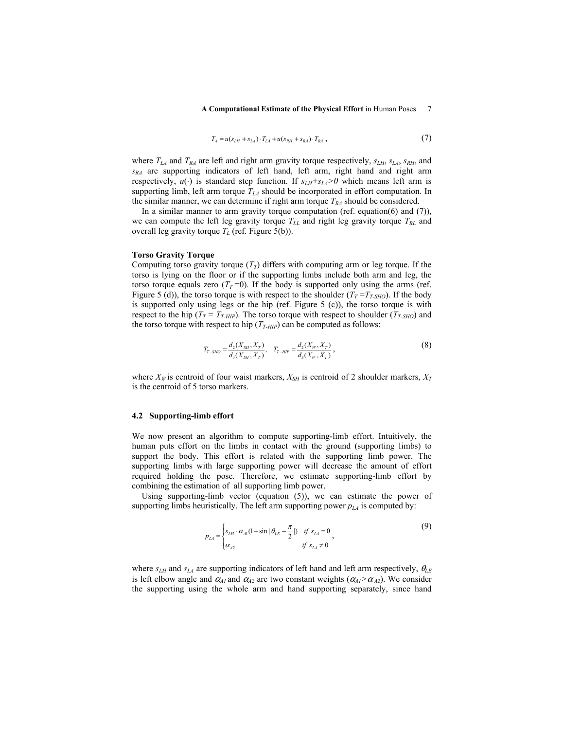$$T_A = u(s_{LH} + s_{LA}) \cdot T_{LA} + u(s_{RH} + s_{RA}) \cdot T_{RA} \,, \tag{7}$$

where $T_{LA}$ and $T_{RA}$ are left and right arm gravity torque respectively, $s_{LH}$, $s_{LA}$, $s_{RH}$, and $s_{RA}$ are supporting indicators of left hand, left arm, right hand and right arm respectively, $u(\cdot)$ is standard step function. If $s_{LH}+s_{LA}>0$ which means left arm is supporting limb, left arm torque $T_{LA}$ should be incorporated in effort computation. In the similar manner, we can determine if right arm torque $T_{RA}$ should be considered.

In a similar manner to arm gravity torque computation (ref. equation(6) and (7)), we can compute the left leg gravity torque $T_{LL}$ and right leg gravity torque $T_{RL}$ and overall leg gravity torque $T_L$ (ref. Figure 5(b)).

**Torso Gravity Torque**

Computing torso gravity torque ($T_T$) differs with computing arm or leg torque. If the torso is lying on the floor or if the supporting limbs include both arm and leg, the torso torque equals zero ($T_T = 0$). If the body is supported only using the arms (ref. Figure 5 (d)), the torso torque is with respect to the shoulder ($T_T = T_{T\text{-}SHO}$). If the body is supported only using legs or the hip (ref. Figure 5 (c)), the torso torque is with respect to the hip ($T_T = T_{T\text{-}HIP}$). The torso torque with respect to shoulder ($T_{T\text{-}SHO}$) and the torso torque with respect to hip ($T_{T\text{-}HIP}$) can be computed as follows:

$$T_{T-SHO} = \frac{d_2(X_{SH}, X_T)}{d_3(X_{SH}, X_T)}, \quad T_{T-HIP} = \frac{d_2(X_W, X_T)}{d_3(X_W, X_T)} \,, \tag{8}$$

where $X_W$ is centroid of four waist markers, $X_{SH}$ is centroid of 2 shoulder markers, $X_T$ is the centroid of 5 torso markers.

### 4.2 Supporting-limb effort

We now present an algorithm to compute supporting-limb effort. Intuitively, the human puts effort on the limbs in contact with the ground (supporting limbs) to support the body. This effort is related with the supporting limb power. The supporting limbs with large supporting power will decrease the amount of effort required holding the pose. Therefore, we estimate supporting-limb effort by combining the estimation of all supporting limb power.

Using supporting-limb vector (equation (5)), we can estimate the power of supporting limbs heuristically. The left arm supporting power $p_{LA}$ is computed by:

$$p_{LA} = \begin{cases} s_{LH} \cdot \alpha_{A1}(1 + \sin|\theta_{LE} - \frac{\pi}{2}|) & if \ s_{LA} = 0 \\ \alpha_{A2} & if \ s_{LA} \neq 0 \end{cases} \,, \tag{9}$$

where $s_{LH}$ and $s_{LA}$ are supporting indicators of left hand and left arm respectively, $\theta_{LE}$ is left elbow angle and $\alpha_{A1}$ and $\alpha_{A2}$ are two constant weights ($\alpha_{A1} > \alpha_{A2}$). We consider the supporting using the whole arm and hand supporting separately, since hand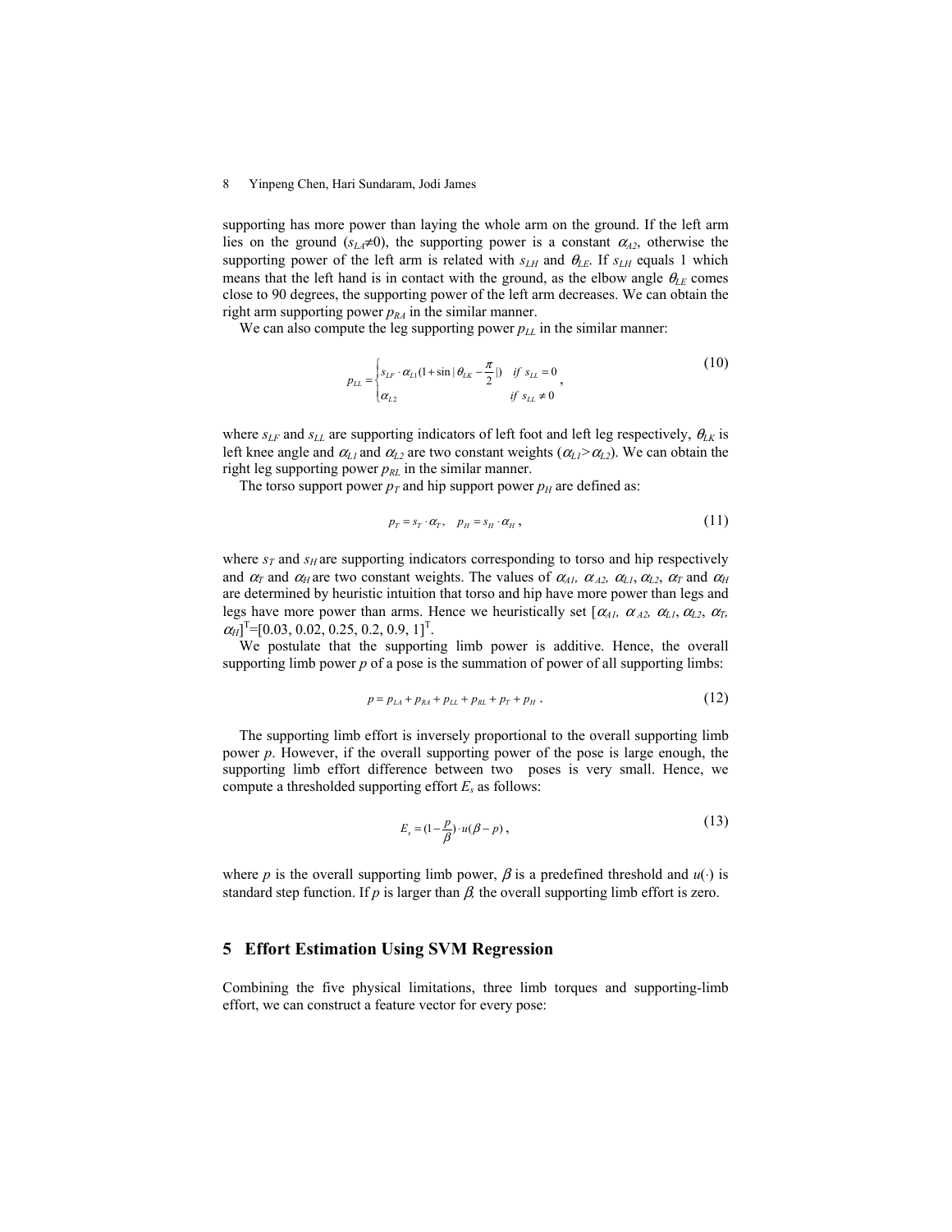supporting has more power than laying the whole arm on the ground. If the left arm lies on the ground ($s_{LA}\neq 0$), the supporting power is a constant $\alpha_{A2}$, otherwise the supporting power of the left arm is related with $s_{LH}$ and $\theta_{LE}$. If $s_{LH}$ equals 1 which means that the left hand is in contact with the ground, as the elbow angle $\theta_{LE}$ comes close to 90 degrees, the supporting power of the left arm decreases. We can obtain the right arm supporting power $p_{RA}$ in the similar manner.

We can also compute the leg supporting power $p_{LL}$ in the similar manner:

$$p_{LL} = \begin{cases} s_{LF} \cdot \alpha_{L1}(1 + \sin|\theta_{LK} - \frac{\pi}{2}|) & if \ s_{LL} = 0 \\ \alpha_{L2} & if \ s_{LL} \neq 0 \end{cases}, \tag{10}$$

where $s_{LF}$ and $s_{LL}$ are supporting indicators of left foot and left leg respectively, $\theta_{LK}$ is left knee angle and $\alpha_{L1}$ and $\alpha_{L2}$ are two constant weights ($\alpha_{L1} > \alpha_{L2}$). We can obtain the right leg supporting power $p_{RL}$ in the similar manner.

The torso support power $p_T$ and hip support power $p_H$ are defined as:

$$p_T = s_T \cdot \alpha_T, \quad p_H = s_H \cdot \alpha_H, \tag{11}$$

where $s_T$ and $s_H$ are supporting indicators corresponding to torso and hip respectively and $\alpha_T$ and $\alpha_H$ are two constant weights. The values of $\alpha_{A1}$, $\alpha_{A2}$, $\alpha_{L1}$, $\alpha_{L2}$, $\alpha_T$ and $\alpha_H$ are determined by heuristic intuition that torso and hip have more power than legs and legs have more power than arms. Hence we heuristically set $[\alpha_{A1}, \alpha_{A2}, \alpha_{L1}, \alpha_{L2}, \alpha_T, \alpha_H]^T=[0.03, 0.02, 0.25, 0.2, 0.9, 1]^T$.

We postulate that the supporting limb power is additive. Hence, the overall supporting limb power $p$ of a pose is the summation of power of all supporting limbs:

$$p = p_{LA} + p_{RA} + p_{LL} + p_{RL} + p_T + p_H. \tag{12}$$

The supporting limb effort is inversely proportional to the overall supporting limb power $p$. However, if the overall supporting power of the pose is large enough, the supporting limb effort difference between two poses is very small. Hence, we compute a thresholded supporting effort $E_s$ as follows:

$$E_s = (1 - \frac{p}{\beta}) \cdot u(\beta - p), \tag{13}$$

where $p$ is the overall supporting limb power, $\beta$ is a predefined threshold and $u(\cdot)$ is standard step function. If $p$ is larger than $\beta$, the overall supporting limb effort is zero.

## 5 Effort Estimation Using SVM Regression

Combining the five physical limitations, three limb torques and supporting-limb effort, we can construct a feature vector for every pose: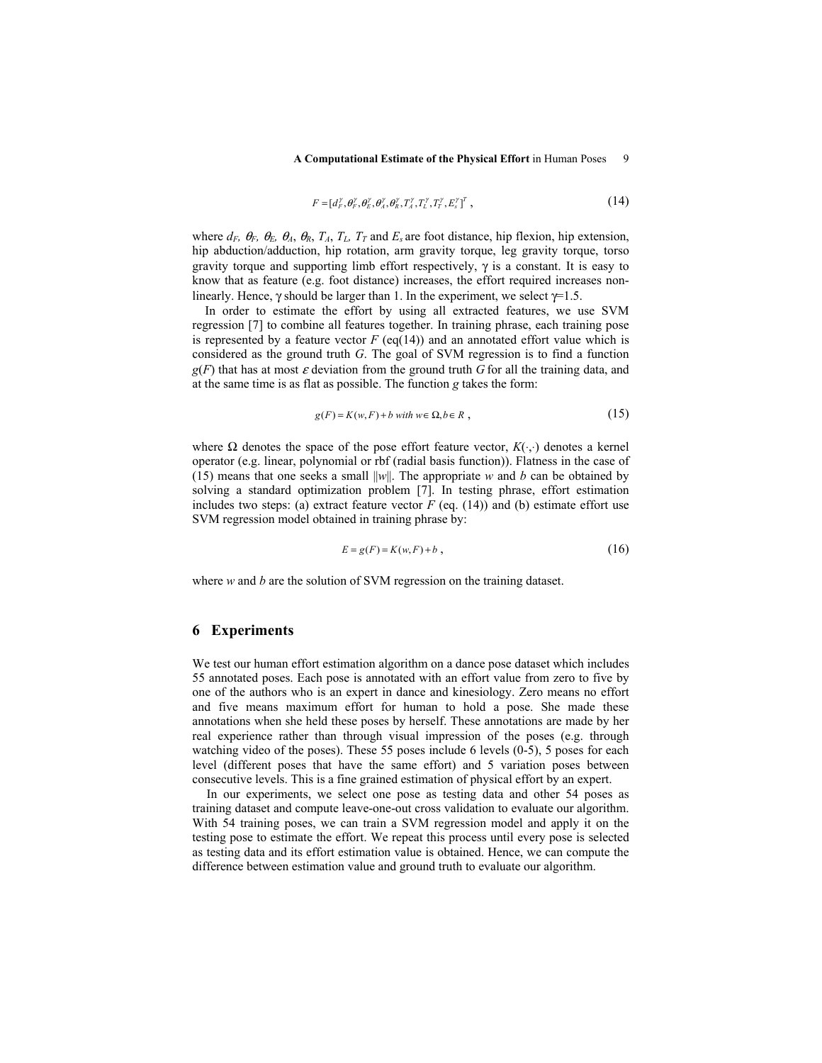$$F = [d_F^\gamma, \theta_F^\gamma, \theta_E^\gamma, \theta_A^\gamma, \theta_R^\gamma, T_A^\gamma, T_L^\gamma, T_T^\gamma, E_S^\gamma]^T \ , \tag{14}$$

where $d_F$, $\theta_F$, $\theta_E$, $\theta_A$, $\theta_R$, $T_A$, $T_L$, $T_T$ and $E_s$ are foot distance, hip flexion, hip extension, hip abduction/adduction, hip rotation, arm gravity torque, leg gravity torque, torso gravity torque and supporting limb effort respectively, $\gamma$ is a constant. It is easy to know that as feature (e.g. foot distance) increases, the effort required increases non-linearly. Hence, $\gamma$ should be larger than 1. In the experiment, we select $\gamma$=1.5.

In order to estimate the effort by using all extracted features, we use SVM regression [7] to combine all features together. In training phrase, each training pose is represented by a feature vector $F$ (eq(14)) and an annotated effort value which is considered as the ground truth $G$. The goal of SVM regression is to find a function $g(F)$ that has at most $\varepsilon$ deviation from the ground truth $G$ for all the training data, and at the same time is as flat as possible. The function $g$ takes the form:

$$g(F) = K(w, F) + b \text{ with } w \in \Omega, b \in R \ , \tag{15}$$

where $\Omega$ denotes the space of the pose effort feature vector, $K(\cdot,\cdot)$ denotes a kernel operator (e.g. linear, polynomial or rbf (radial basis function)). Flatness in the case of (15) means that one seeks a small $\|w\|$. The appropriate $w$ and $b$ can be obtained by solving a standard optimization problem [7]. In testing phrase, effort estimation includes two steps: (a) extract feature vector $F$ (eq. (14)) and (b) estimate effort use SVM regression model obtained in training phrase by:

$$E = g(F) = K(w, F) + b \ , \tag{16}$$

where $w$ and $b$ are the solution of SVM regression on the training dataset.

## 6 Experiments

We test our human effort estimation algorithm on a dance pose dataset which includes 55 annotated poses. Each pose is annotated with an effort value from zero to five by one of the authors who is an expert in dance and kinesiology. Zero means no effort and five means maximum effort for human to hold a pose. She made these annotations when she held these poses by herself. These annotations are made by her real experience rather than through visual impression of the poses (e.g. through watching video of the poses). These 55 poses include 6 levels (0-5), 5 poses for each level (different poses that have the same effort) and 5 variation poses between consecutive levels. This is a fine grained estimation of physical effort by an expert.

In our experiments, we select one pose as testing data and other 54 poses as training dataset and compute leave-one-out cross validation to evaluate our algorithm. With 54 training poses, we can train a SVM regression model and apply it on the testing pose to estimate the effort. We repeat this process until every pose is selected as testing data and its effort estimation value is obtained. Hence, we can compute the difference between estimation value and ground truth to evaluate our algorithm.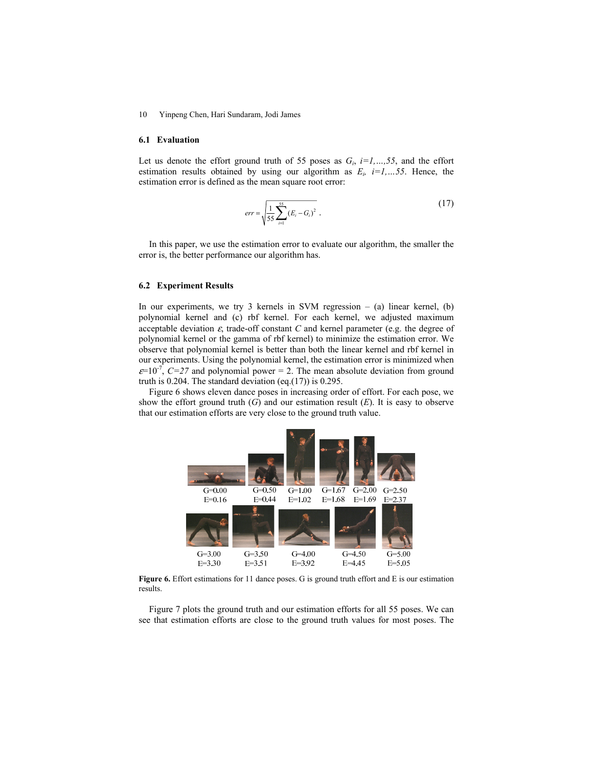### 6.1 Evaluation

Let us denote the effort ground truth of 55 poses as $G_i$, $i=1,\ldots,55$, and the effort estimation results obtained by using our algorithm as $E_i$, $i=1,\ldots55$. Hence, the estimation error is defined as the mean square root error:

$$err = \sqrt{\frac{1}{55}\sum_{i=1}^{55}(E_i - G_i)^2} \ . \tag{17}$$

In this paper, we use the estimation error to evaluate our algorithm, the smaller the error is, the better performance our algorithm has.

### 6.2 Experiment Results

In our experiments, we try 3 kernels in SVM regression – (a) linear kernel, (b) polynomial kernel and (c) rbf kernel. For each kernel, we adjusted maximum acceptable deviation $\varepsilon$, trade-off constant $C$ and kernel parameter (e.g. the degree of polynomial kernel or the gamma of rbf kernel) to minimize the estimation error. We observe that polynomial kernel is better than both the linear kernel and rbf kernel in our experiments. Using the polynomial kernel, the estimation error is minimized when $\varepsilon=10^{-7}$, $C=27$ and polynomial power = 2. The mean absolute deviation from ground truth is 0.204. The standard deviation (eq.(17)) is 0.295.

Figure 6 shows eleven dance poses in increasing order of effort. For each pose, we show the effort ground truth ($G$) and our estimation result ($E$). It is easy to observe that our estimation efforts are very close to the ground truth value.

G=0.00 E=0.16 | G=0.50 E=0.44 | G=1.00 E=1.02 | G=1.67 E=1.68 | G=2.00 E=1.69 | G=2.50 E=2.37

G=3.00 E=3.30 | G=3.50 E=3.51 | G=4.00 E=3.92 | G=4.50 E=4.45 | G=5.00 E=5.05

**Figure 6.** Effort estimations for 11 dance poses. G is ground truth effort and E is our estimation results.

Figure 7 plots the ground truth and our estimation efforts for all 55 poses. We can see that estimation efforts are close to the ground truth values for most poses. The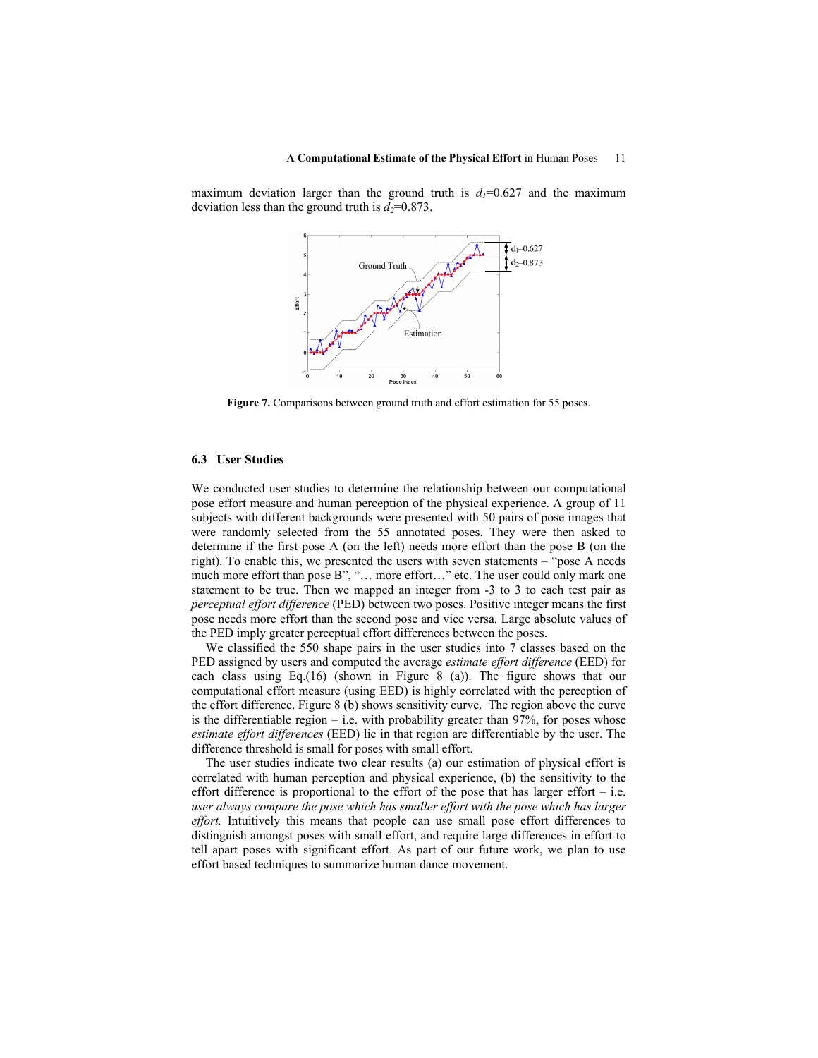maximum deviation larger than the ground truth is $d_1$=0.627 and the maximum deviation less than the ground truth is $d_2$=0.873.

**Figure 7.** Comparisons between ground truth and effort estimation for 55 poses.

### 6.3 User Studies

We conducted user studies to determine the relationship between our computational pose effort measure and human perception of the physical experience. A group of 11 subjects with different backgrounds were presented with 50 pairs of pose images that were randomly selected from the 55 annotated poses. They were then asked to determine if the first pose A (on the left) needs more effort than the pose B (on the right). To enable this, we presented the users with seven statements – "pose A needs much more effort than pose B", "… more effort…" etc. The user could only mark one statement to be true. Then we mapped an integer from -3 to 3 to each test pair as *perceptual effort difference* (PED) between two poses. Positive integer means the first pose needs more effort than the second pose and vice versa. Large absolute values of the PED imply greater perceptual effort differences between the poses.

We classified the 550 shape pairs in the user studies into 7 classes based on the PED assigned by users and computed the average *estimate effort difference* (EED) for each class using Eq.(16) (shown in Figure 8 (a)). The figure shows that our computational effort measure (using EED) is highly correlated with the perception of the effort difference. Figure 8 (b) shows sensitivity curve. The region above the curve is the differentiable region – i.e. with probability greater than 97%, for poses whose *estimate effort differences* (EED) lie in that region are differentiable by the user. The difference threshold is small for poses with small effort.

The user studies indicate two clear results (a) our estimation of physical effort is correlated with human perception and physical experience, (b) the sensitivity to the effort difference is proportional to the effort of the pose that has larger effort – i.e. *user always compare the pose which has smaller effort with the pose which has larger effort.* Intuitively this means that people can use small pose effort differences to distinguish amongst poses with small effort, and require large differences in effort to tell apart poses with significant effort. As part of our future work, we plan to use effort based techniques to summarize human dance movement.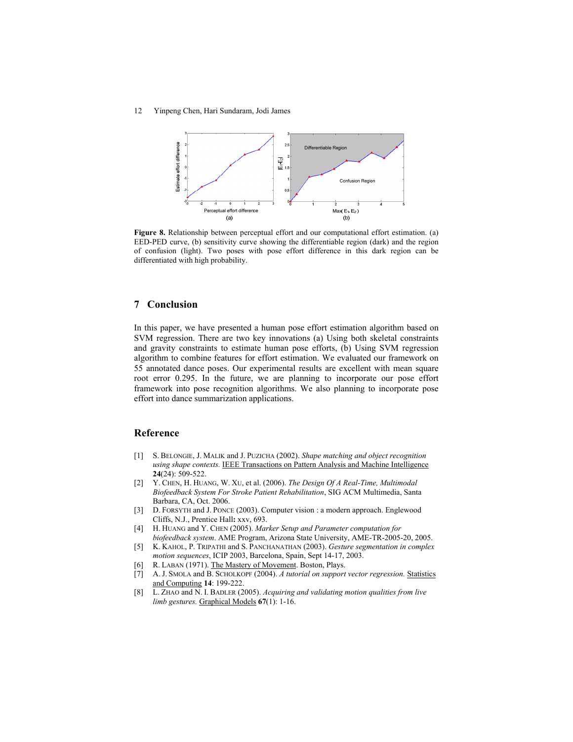(a)

Estimate effort difference

Perceptual effort difference

3
2
1
0
-1
-2
-3

-3 -2 -1 0 1 2 3

(b)

$|E_1-E_2|$

$Max( E_1, E_2 )$

Differentiable Region

Confusion Region

3
2.5
2
1.5
1
0.5
0

0 1 2 3 4 5

**Figure 8.** Relationship between perceptual effort and our computational effort estimation. (a) EED-PED curve, (b) sensitivity curve showing the differentiable region (dark) and the region of confusion (light). Two poses with pose effort difference in this dark region can be differentiated with high probability.

## 7 Conclusion

In this paper, we have presented a human pose effort estimation algorithm based on SVM regression. There are two key innovations (a) Using both skeletal constraints and gravity constraints to estimate human pose efforts, (b) Using SVM regression algorithm to combine features for effort estimation. We evaluated our framework on 55 annotated dance poses. Our experimental results are excellent with mean square root error 0.295. In the future, we are planning to incorporate our pose effort framework into pose recognition algorithms. We also planning to incorporate pose effort into dance summarization applications.

## Reference

[1] S. Belongie, J. Malik and J. Puzicha (2002). *Shape matching and object recognition using shape contexts.* IEEE Transactions on Pattern Analysis and Machine Intelligence **24**(24): 509-522.

[2] Y. Chen, H. Huang, W. Xu, et al. (2006). *The Design Of A Real-Time, Multimodal Biofeedback System For Stroke Patient Rehabilitation*, SIG ACM Multimedia, Santa Barbara, CA, Oct. 2006.

[3] D. Forsyth and J. Ponce (2003). Computer vision : a modern approach. Englewood Cliffs, N.J., Prentice Hall**:** xxv, 693.

[4] H. Huang and Y. Chen (2005). *Marker Setup and Parameter computation for biofeedback system.* AME Program, Arizona State University, AME-TR-2005-20, 2005.

[5] K. Kahol, P. Tripathi and S. Panchanathan (2003). *Gesture segmentation in complex motion sequences*, ICIP 2003, Barcelona, Spain, Sept 14-17, 2003.

[6] R. Laban (1971). The Mastery of Movement. Boston, Plays.

[7] A. J. Smola and B. Scholkopf (2004). *A tutorial on support vector regression.* Statistics and Computing **14**: 199-222.

[8] L. Zhao and N. I. Badler (2005). *Acquiring and validating motion qualities from live limb gestures.* Graphical Models **67**(1): 1-16.